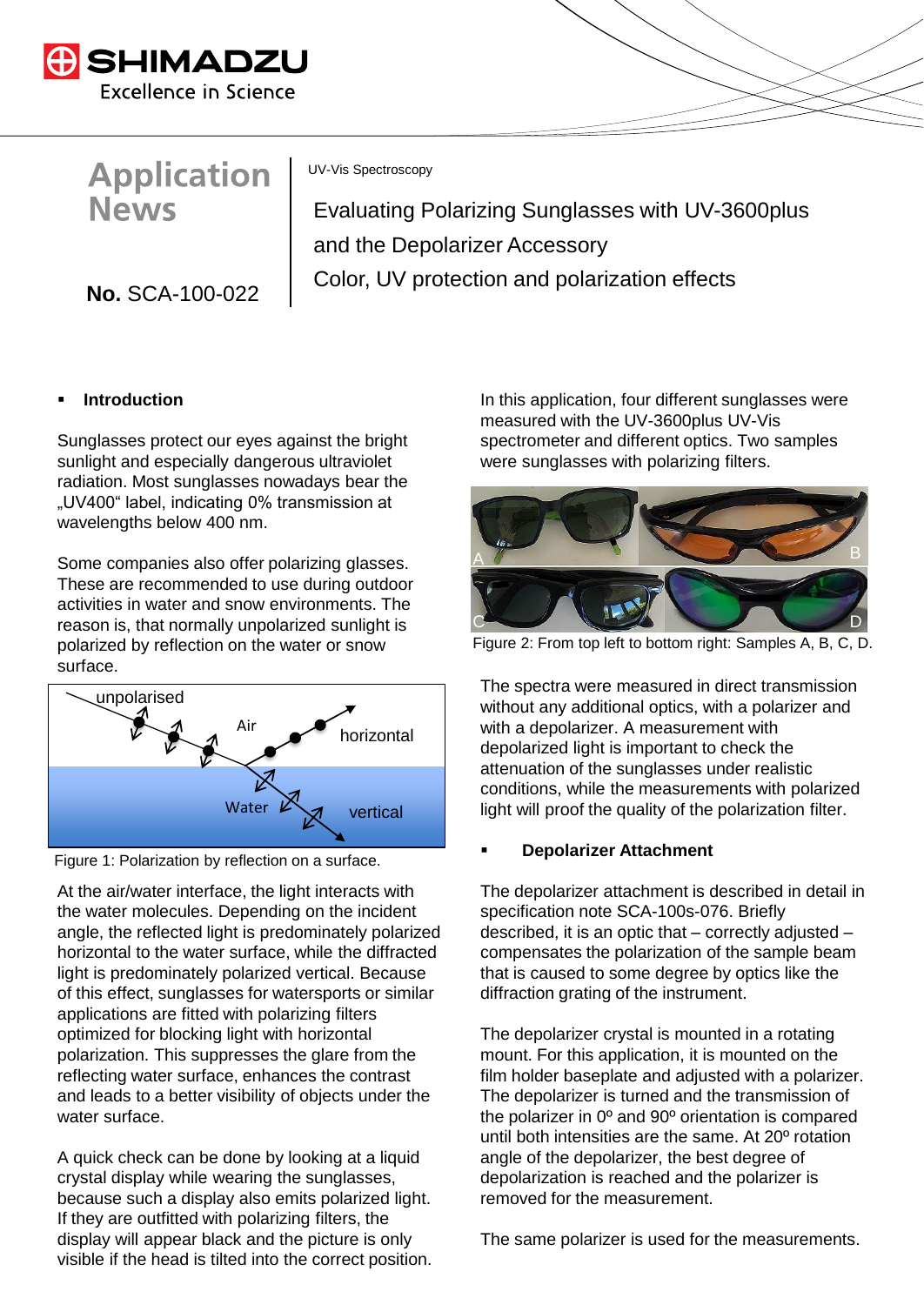Application News

No. SCA-100-022

UV-Vis Spectroscopy

# Evaluating Polarizing Sunglasses with UV-3600plus and the Depolarizer Accessory

## Color, UV protection and polarization effects

## Introduction

Sunglasses protect our eyes against the bright sunlight and especially dangerous ultraviolet radiation. Most sunglasses nowadays bear the „UV400“ label, indicating 0% transmission at wavelengths below 400 nm.

Some companies also offer polarizing glasses. These are recommended to use during outdoor activities in water and snow environments. The reason is, that normally unpolarized sunlight is polarized by reflection on the water or snow surface.

Figure 1: Polarization by reflection on a surface.

At the air/water interface, the light interacts with the water molecules. Depending on the incident angle, the reflected light is predominately polarized horizontal to the water surface, while the diffracted light is predominately polarized vertical. Because of this effect, sunglasses for watersports or similar applications are fitted with polarizing filters optimized for blocking light with horizontal polarization. This suppresses the glare from the reflecting water surface, enhances the contrast and leads to a better visibility of objects under the water surface.

A quick check can be done by looking at a liquid crystal display while wearing the sunglasses, because such a display also emits polarized light. If they are outfitted with polarizing filters, the display will appear black and the picture is only visible if the head is tilted into the correct position.

In this application, four different sunglasses were measured with the UV-3600plus UV-Vis spectrometer and different optics. Two samples were sunglasses with polarizing filters.

Figure 2: From top left to bottom right: Samples A, B, C, D.

The spectra were measured in direct transmission without any additional optics, with a polarizer and with a depolarizer. A measurement with depolarized light is important to check the attenuation of the sunglasses under realistic conditions, while the measurements with polarized light will proof the quality of the polarization filter.

## Depolarizer Attachment

The depolarizer attachment is described in detail in specification note SCA-100s-076. Briefly described, it is an optic that – correctly adjusted – compensates the polarization of the sample beam that is caused to some degree by optics like the diffraction grating of the instrument.

The depolarizer crystal is mounted in a rotating mount. For this application, it is mounted on the film holder baseplate and adjusted with a polarizer. The depolarizer is turned and the transmission of the polarizer in 0º and 90º orientation is compared until both intensities are the same. At 20º rotation angle of the depolarizer, the best degree of depolarization is reached and the polarizer is removed for the measurement.

The same polarizer is used for the measurements.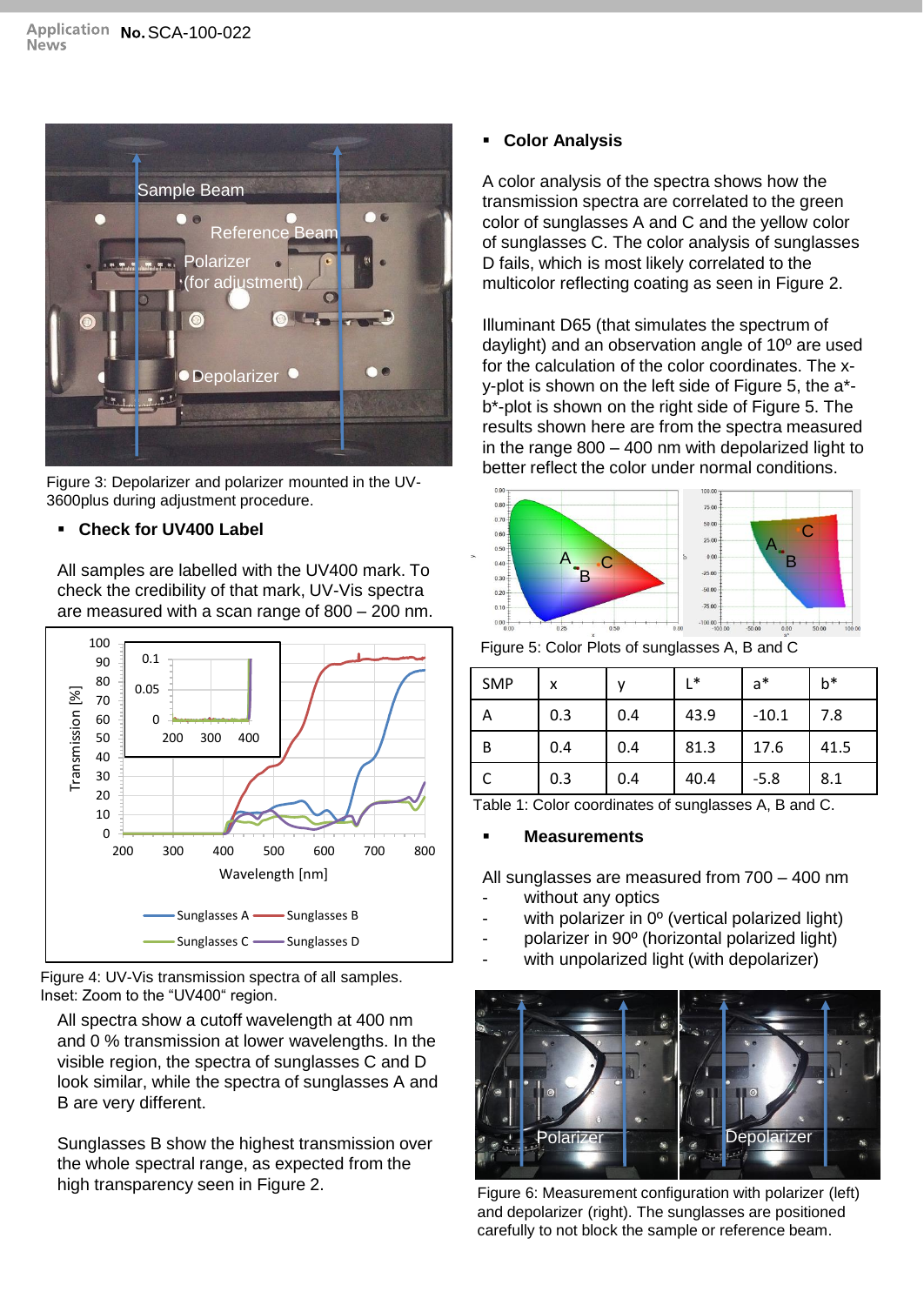Figure 3: Depolarizer and polarizer mounted in the UV-3600plus during adjustment procedure.

## Check for UV400 Label

All samples are labelled with the UV400 mark. To check the credibility of that mark, UV-Vis spectra are measured with a scan range of 800 – 200 nm.

Figure 4: UV-Vis transmission spectra of all samples. Inset: Zoom to the “UV400“ region.

All spectra show a cutoff wavelength at 400 nm and 0 % transmission at lower wavelengths. In the visible region, the spectra of sunglasses C and D look similar, while the spectra of sunglasses A and B are very different.

Sunglasses B show the highest transmission over the whole spectral range, as expected from the high transparency seen in Figure 2.

## Color Analysis

A color analysis of the spectra shows how the transmission spectra are correlated to the green color of sunglasses A and C and the yellow color of sunglasses C. The color analysis of sunglasses D fails, which is most likely correlated to the multicolor reflecting coating as seen in Figure 2.

Illuminant D65 (that simulates the spectrum of daylight) and an observation angle of 10º are used for the calculation of the color coordinates. The x-y-plot is shown on the left side of Figure 5, the a*-b*-plot is shown on the right side of Figure 5. The results shown here are from the spectra measured in the range 800 – 400 nm with depolarized light to better reflect the color under normal conditions.

Figure 5: Color Plots of sunglasses A, B and C

| SMP | x | y | L* | a* | b* |
|---|---|---|---|---|---|
| A | 0.3 | 0.4 | 43.9 | -10.1 | 7.8 |
| B | 0.4 | 0.4 | 81.3 | 17.6 | 41.5 |
| C | 0.3 | 0.4 | 40.4 | -5.8 | 8.1 |

Table 1: Color coordinates of sunglasses A, B and C.

## Measurements

All sunglasses are measured from 700 – 400 nm

- without any optics
- with polarizer in 0º (vertical polarized light)
- polarizer in 90º (horizontal polarized light)
- with unpolarized light (with depolarizer)

Figure 6: Measurement configuration with polarizer (left) and depolarizer (right). The sunglasses are positioned carefully to not block the sample or reference beam.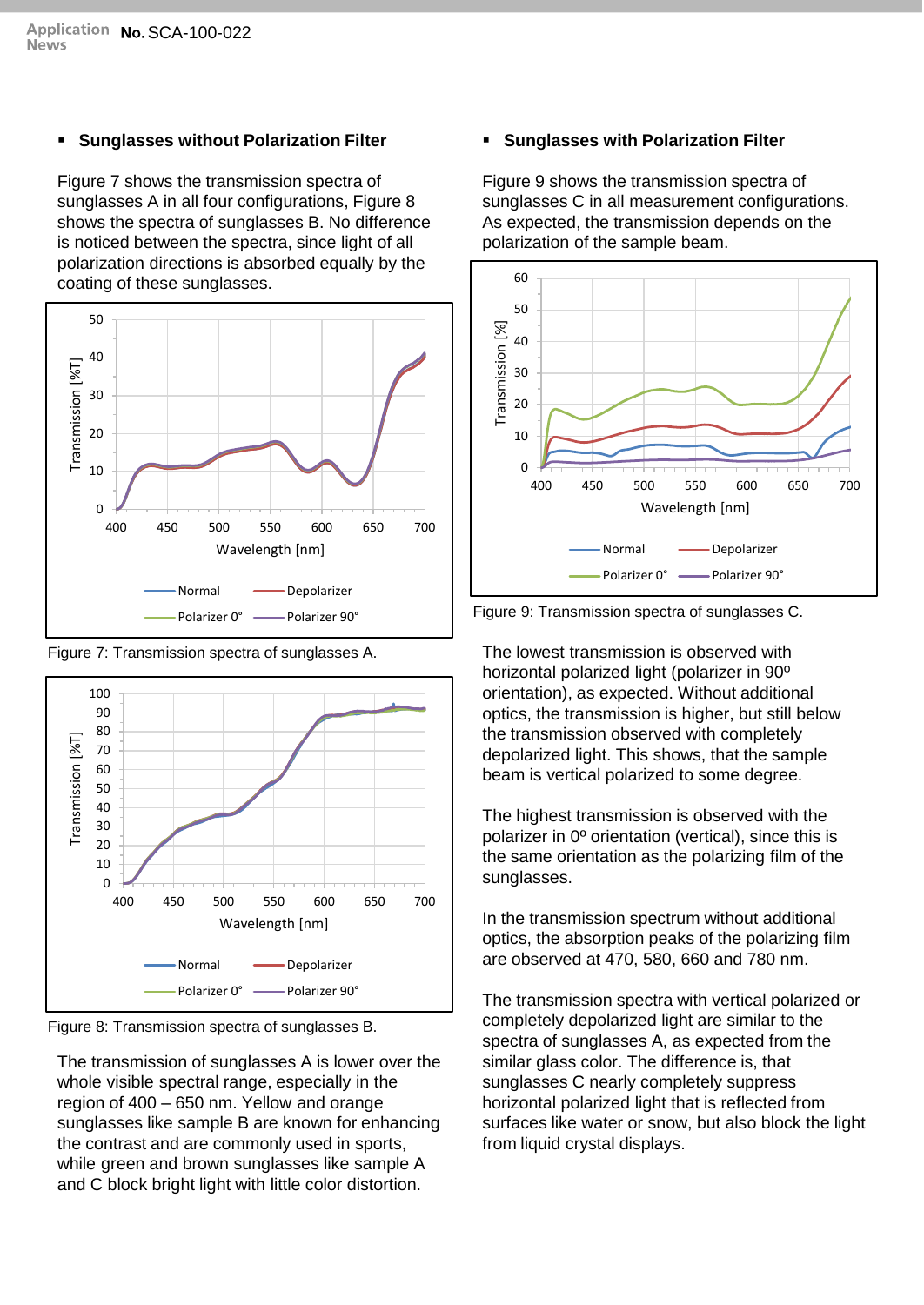## Sunglasses without Polarization Filter

Figure 7 shows the transmission spectra of sunglasses A in all four configurations, Figure 8 shows the spectra of sunglasses B. No difference is noticed between the spectra, since light of all polarization directions is absorbed equally by the coating of these sunglasses.

Figure 7: Transmission spectra of sunglasses A.

Figure 8: Transmission spectra of sunglasses B.

The transmission of sunglasses A is lower over the whole visible spectral range, especially in the region of 400 – 650 nm. Yellow and orange sunglasses like sample B are known for enhancing the contrast and are commonly used in sports, while green and brown sunglasses like sample A and C block bright light with little color distortion.

## Sunglasses with Polarization Filter

Figure 9 shows the transmission spectra of sunglasses C in all measurement configurations. As expected, the transmission depends on the polarization of the sample beam.

Figure 9: Transmission spectra of sunglasses C.

The lowest transmission is observed with horizontal polarized light (polarizer in 90º orientation), as expected. Without additional optics, the transmission is higher, but still below the transmission observed with completely depolarized light. This shows, that the sample beam is vertical polarized to some degree.

The highest transmission is observed with the polarizer in 0º orientation (vertical), since this is the same orientation as the polarizing film of the sunglasses.

In the transmission spectrum without additional optics, the absorption peaks of the polarizing film are observed at 470, 580, 660 and 780 nm.

The transmission spectra with vertical polarized or completely depolarized light are similar to the spectra of sunglasses A, as expected from the similar glass color. The difference is, that sunglasses C nearly completely suppress horizontal polarized light that is reflected from surfaces like water or snow, but also block the light from liquid crystal displays.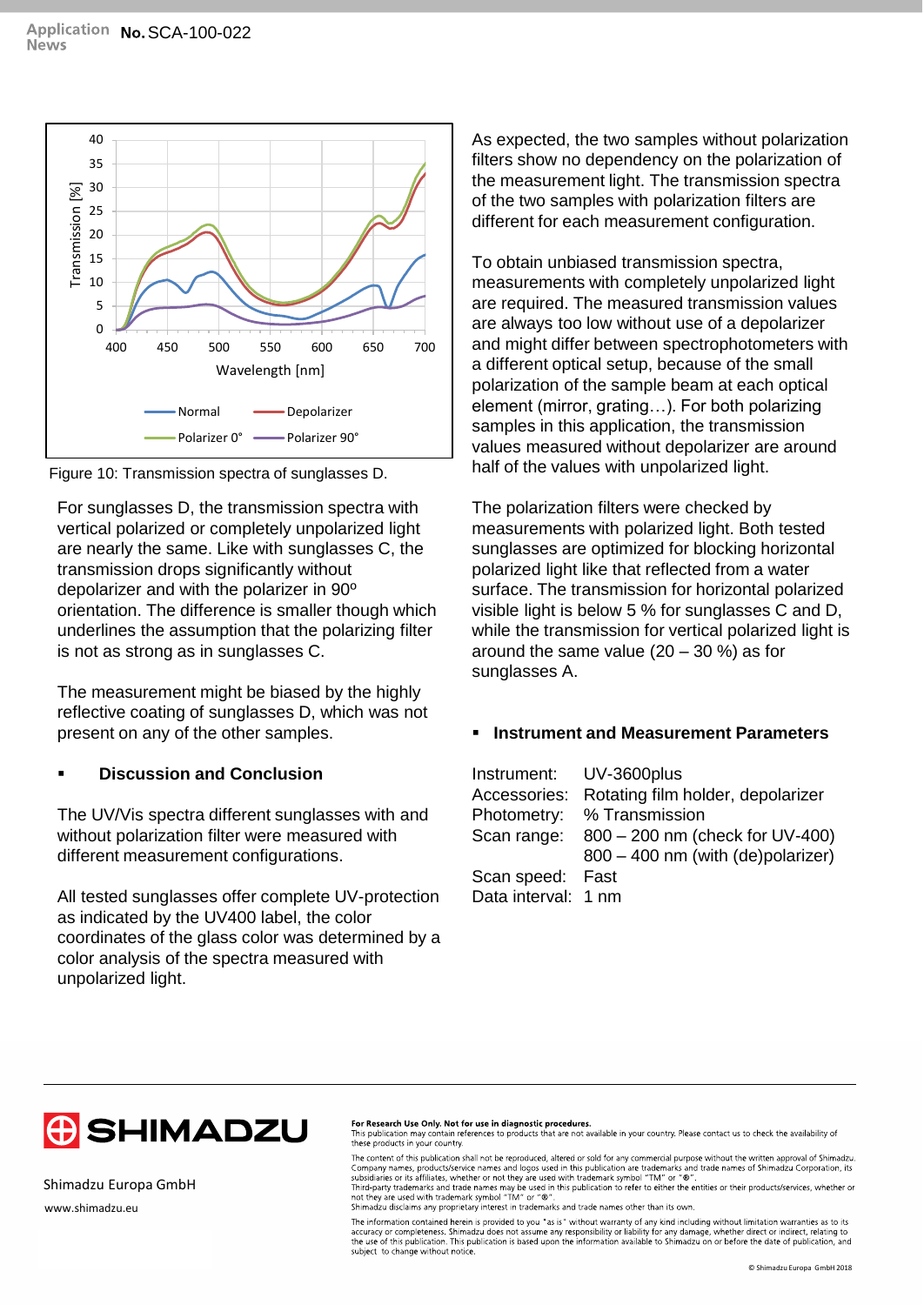40
35
30
25
20
15
10
5
0
Transmission [%]
400 450 500 550 600 650 700
Wavelength [nm]
Normal
Depolarizer
Polarizer 0°
Polarizer 90°

Figure 10: Transmission spectra of sunglasses D.

For sunglasses D, the transmission spectra with vertical polarized or completely unpolarized light are nearly the same. Like with sunglasses C, the transmission drops significantly without depolarizer and with the polarizer in 90º orientation. The difference is smaller though which underlines the assumption that the polarizing filter is not as strong as in sunglasses C.

The measurement might be biased by the highly reflective coating of sunglasses D, which was not present on any of the other samples.

## Discussion and Conclusion

The UV/Vis spectra different sunglasses with and without polarization filter were measured with different measurement configurations.

All tested sunglasses offer complete UV-protection as indicated by the UV400 label, the color coordinates of the glass color was determined by a color analysis of the spectra measured with unpolarized light.

As expected, the two samples without polarization filters show no dependency on the polarization of the measurement light. The transmission spectra of the two samples with polarization filters are different for each measurement configuration.

To obtain unbiased transmission spectra, measurements with completely unpolarized light are required. The measured transmission values are always too low without use of a depolarizer and might differ between spectrophotometers with a different optical setup, because of the small polarization of the sample beam at each optical element (mirror, grating…). For both polarizing samples in this application, the transmission values measured without depolarizer are around half of the values with unpolarized light.

The polarization filters were checked by measurements with polarized light. Both tested sunglasses are optimized for blocking horizontal polarized light like that reflected from a water surface. The transmission for horizontal polarized visible light is below 5 % for sunglasses C and D, while the transmission for vertical polarized light is around the same value (20 – 30 %) as for sunglasses A.

## Instrument and Measurement Parameters

| | |
|---|---|
| Instrument: | UV-3600plus |
| Accessories: | Rotating film holder, depolarizer |
| Photometry: | % Transmission |
| Scan range: | 800 – 200 nm (check for UV-400) |
| | 800 – 400 nm (with (de)polarizer) |
| Scan speed: | Fast |
| Data interval: | 1 nm |

Shimadzu Europa GmbH
www.shimadzu.eu

**For Research Use Only. Not for use in diagnostic procedures.**
This publication may contain references to products that are not available in your country. Please contact us to check the availability of these products in your country.

The content of this publication shall not be reproduced, altered or sold for any commercial purpose without the written approval of Shimadzu. Company names, products/service names and logos used in this publication are trademarks and trade names of Shimadzu Corporation, its subsidiaries or its affiliates, whether or not they are used with trademark symbol "TM" or "®".
Third-party trademarks and trade names may be used in this publication to refer to either the entities or their products/services, whether or not they are used with trademark symbol "TM" or "®".
Shimadzu disclaims any proprietary interest in trademarks and trade names other than its own.

The information contained herein is provided to you "as is" without warranty of any kind including without limitation warranties as to its accuracy or completeness. Shimadzu does not assume any responsibility or liability for any damage, whether direct or indirect, relating to the use of this publication. This publication is based upon the information available to Shimadzu on or before the date of publication, and subject to change without notice.

© Shimadzu Europa GmbH 2018